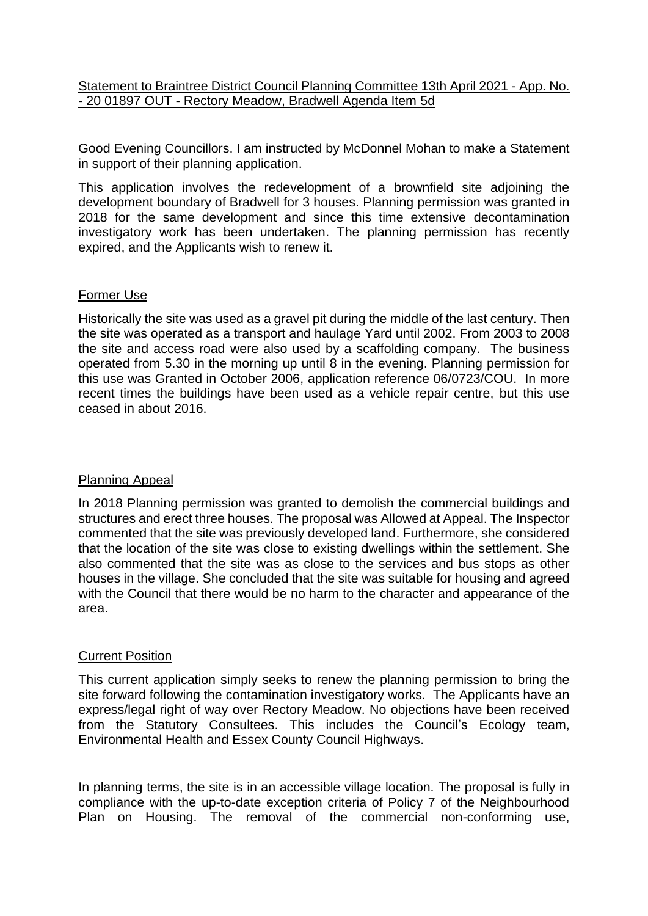<u>Statement to Braintree District Council Planning Committee 13th April 2021 - App. No. - 20 01897 OUT - Rectory Meadow, Bradwell Agenda Item 5d</u>

Good Evening Councillors. I am instructed by McDonnel Mohan to make a Statement in support of their planning application.

This application involves the redevelopment of a brownfield site adjoining the development boundary of Bradwell for 3 houses. Planning permission was granted in 2018 for the same development and since this time extensive decontamination investigatory work has been undertaken. The planning permission has recently expired, and the Applicants wish to renew it.

## Former Use

Historically the site was used as a gravel pit during the middle of the last century. Then the site was operated as a transport and haulage Yard until 2002. From 2003 to 2008 the site and access road were also used by a scaffolding company. The business operated from 5.30 in the morning up until 8 in the evening. Planning permission for this use was Granted in October 2006, application reference 06/0723/COU. In more recent times the buildings have been used as a vehicle repair centre, but this use ceased in about 2016.

## Planning Appeal

In 2018 Planning permission was granted to demolish the commercial buildings and structures and erect three houses. The proposal was Allowed at Appeal. The Inspector commented that the site was previously developed land. Furthermore, she considered that the location of the site was close to existing dwellings within the settlement. She also commented that the site was as close to the services and bus stops as other houses in the village. She concluded that the site was suitable for housing and agreed with the Council that there would be no harm to the character and appearance of the area.

## Current Position

This current application simply seeks to renew the planning permission to bring the site forward following the contamination investigatory works. The Applicants have an express/legal right of way over Rectory Meadow. No objections have been received from the Statutory Consultees. This includes the Council's Ecology team, Environmental Health and Essex County Council Highways.

In planning terms, the site is in an accessible village location. The proposal is fully in compliance with the up-to-date exception criteria of Policy 7 of the Neighbourhood Plan on Housing. The removal of the commercial non-conforming use,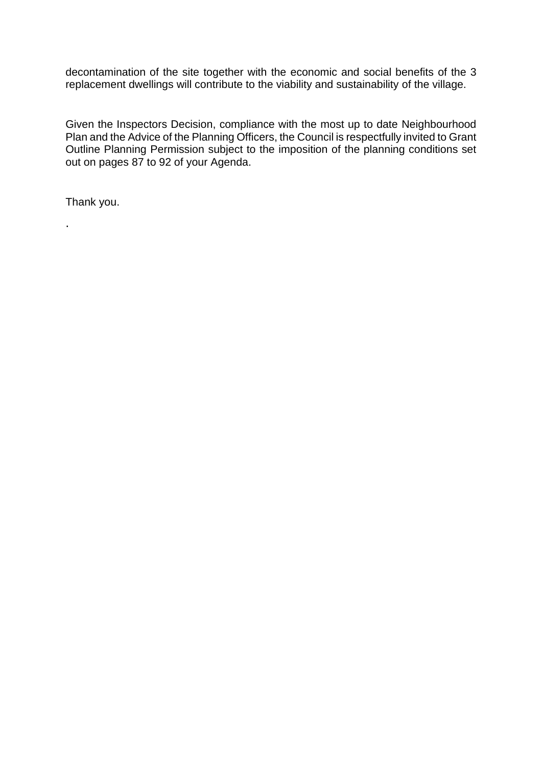decontamination of the site together with the economic and social benefits of the 3 replacement dwellings will contribute to the viability and sustainability of the village.

Given the Inspectors Decision, compliance with the most up to date Neighbourhood Plan and the Advice of the Planning Officers, the Council is respectfully invited to Grant Outline Planning Permission subject to the imposition of the planning conditions set out on pages 87 to 92 of your Agenda.

Thank you.

.